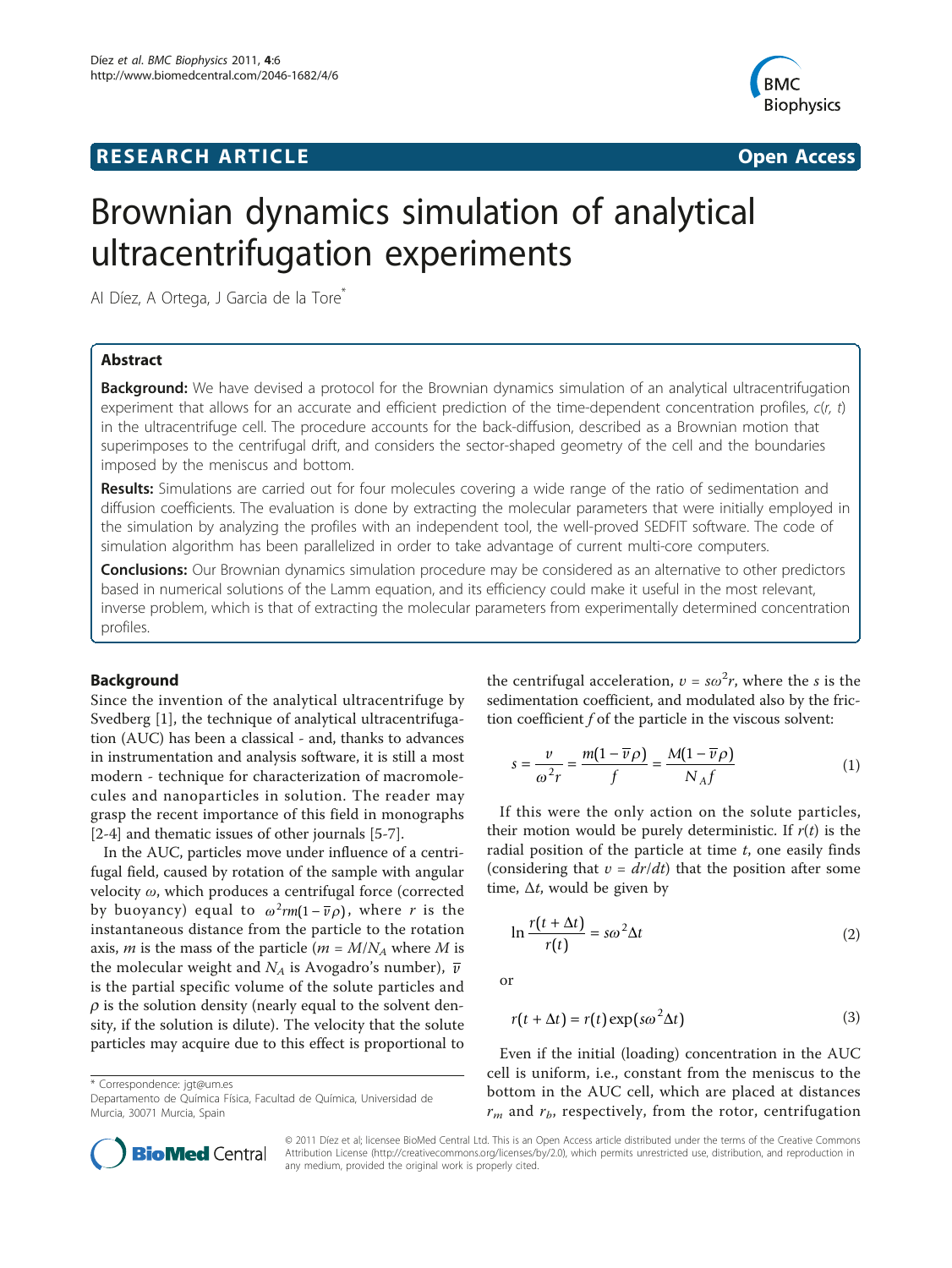RESEARCH ARTICLE **Open Access**

# Brownian dynamics simulation of analytical ultracentrifugation experiments

AI Díez, A Ortega, J Garcia de la Tore*

## Abstract

**Background:** We have devised a protocol for the Brownian dynamics simulation of an analytical ultracentrifugation experiment that allows for an accurate and efficient prediction of the time-dependent concentration profiles, $c(r, t)$ in the ultracentrifuge cell. The procedure accounts for the back-diffusion, described as a Brownian motion that superimposes to the centrifugal drift, and considers the sector-shaped geometry of the cell and the boundaries imposed by the meniscus and bottom.

**Results:** Simulations are carried out for four molecules covering a wide range of the ratio of sedimentation and diffusion coefficients. The evaluation is done by extracting the molecular parameters that were initially employed in the simulation by analyzing the profiles with an independent tool, the well-proved SEDFIT software. The code of simulation algorithm has been parallelized in order to take advantage of current multi-core computers.

**Conclusions:** Our Brownian dynamics simulation procedure may be considered as an alternative to other predictors based in numerical solutions of the Lamm equation, and its efficiency could make it useful in the most relevant, inverse problem, which is that of extracting the molecular parameters from experimentally determined concentration profiles.

## Background

Since the invention of the analytical ultracentrifuge by Svedberg [1], the technique of analytical ultracentrifugation (AUC) has been a classical - and, thanks to advances in instrumentation and analysis software, it is still a most modern - technique for characterization of macromolecules and nanoparticles in solution. The reader may grasp the recent importance of this field in monographs [2-4] and thematic issues of other journals [5-7].

In the AUC, particles move under influence of a centrifugal field, caused by rotation of the sample with angular velocity $\omega$, which produces a centrifugal force (corrected by buoyancy) equal to $\omega^2 rm(1-\bar{v}\rho)$, where $r$ is the instantaneous distance from the particle to the rotation axis, $m$ is the mass of the particle ($m = M/N_A$ where $M$ is the molecular weight and $N_A$ is Avogadro's number), $\bar{v}$ is the partial specific volume of the solute particles and $\rho$ is the solution density (nearly equal to the solvent density, if the solution is dilute). The velocity that the solute particles may acquire due to this effect is proportional to the centrifugal acceleration, $v = s\omega^2 r$, where the $s$ is the sedimentation coefficient, and modulated also by the friction coefficient $f$ of the particle in the viscous solvent:

$$s = \frac{v}{\omega^2 r} = \frac{m(1-\bar{v}\rho)}{f} = \frac{M(1-\bar{v}\rho)}{N_A f} \quad (1)$$

If this were the only action on the solute particles, their motion would be purely deterministic. If $r(t)$ is the radial position of the particle at time $t$, one easily finds (considering that $v = dr/dt$) that the position after some time, $\Delta t$, would be given by

$$\ln \frac{r(t+\Delta t)}{r(t)} = s\omega^2 \Delta t \quad (2)$$

or

$$r(t+\Delta t) = r(t)\exp(s\omega^2 \Delta t) \quad (3)$$

Even if the initial (loading) concentration in the AUC cell is uniform, i.e., constant from the meniscus to the bottom in the AUC cell, which are placed at distances $r_m$ and $r_b$, respectively, from the rotor, centrifugation

\* Correspondence: jgt@um.es
Departamento de Química Física, Facultad de Química, Universidad de Murcia, 30071 Murcia, Spain

© 2011 Díez et al; licensee BioMed Central Ltd. This is an Open Access article distributed under the terms of the Creative Commons Attribution License (http://creativecommons.org/licenses/by/2.0), which permits unrestricted use, distribution, and reproduction in any medium, provided the original work is properly cited.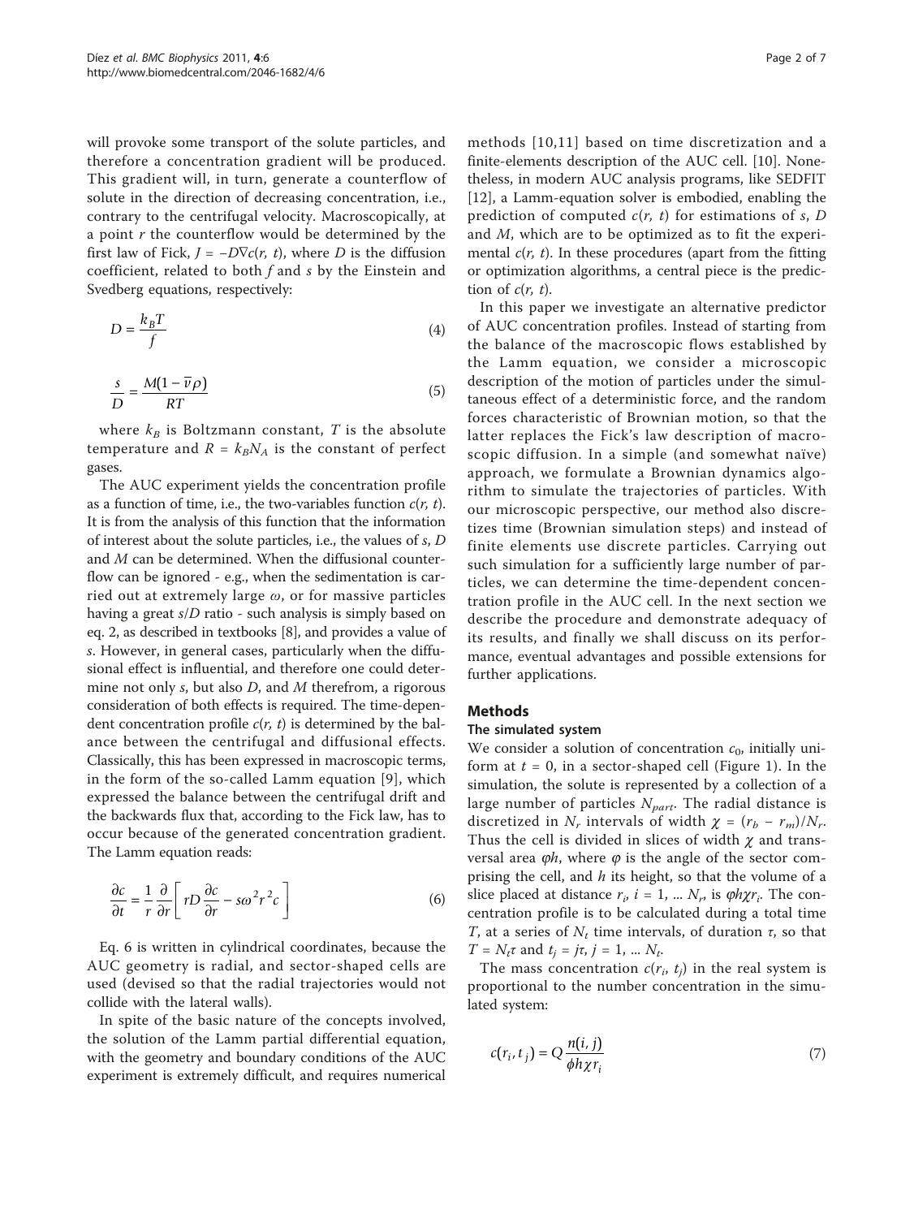will provoke some transport of the solute particles, and therefore a concentration gradient will be produced. This gradient will, in turn, generate a counterflow of solute in the direction of decreasing concentration, i.e., contrary to the centrifugal velocity. Macroscopically, at a point $r$ the counterflow would be determined by the first law of Fick, $J = -D\nabla c(r, t)$, where $D$ is the diffusion coefficient, related to both $f$ and $s$ by the Einstein and Svedberg equations, respectively:

$$D = \frac{k_B T}{f} \tag{4}$$

$$\frac{s}{D} = \frac{M(1 - \bar{v}\rho)}{RT} \tag{5}$$

where $k_B$ is Boltzmann constant, $T$ is the absolute temperature and $R = k_B N_A$ is the constant of perfect gases.

The AUC experiment yields the concentration profile as a function of time, i.e., the two-variables function $c(r, t)$. It is from the analysis of this function that the information of interest about the solute particles, i.e., the values of $s$, $D$ and $M$ can be determined. When the diffusional counterflow can be ignored - e.g., when the sedimentation is carried out at extremely large $\omega$, or for massive particles having a great $s/D$ ratio - such analysis is simply based on eq. 2, as described in textbooks [8], and provides a value of $s$. However, in general cases, particularly when the diffusional effect is influential, and therefore one could determine not only $s$, but also $D$, and $M$ therefrom, a rigorous consideration of both effects is required. The time-dependent concentration profile $c(r, t)$ is determined by the balance between the centrifugal and diffusional effects. Classically, this has been expressed in macroscopic terms, in the form of the so-called Lamm equation [9], which expressed the balance between the centrifugal drift and the backwards flux that, according to the Fick law, has to occur because of the generated concentration gradient. The Lamm equation reads:

$$\frac{\partial c}{\partial t} = \frac{1}{r}\frac{\partial}{\partial r}\left[ rD\frac{\partial c}{\partial r} - s\omega^2 r^2 c \right] \tag{6}$$

Eq. 6 is written in cylindrical coordinates, because the AUC geometry is radial, and sector-shaped cells are used (devised so that the radial trajectories would not collide with the lateral walls).

In spite of the basic nature of the concepts involved, the solution of the Lamm partial differential equation, with the geometry and boundary conditions of the AUC experiment is extremely difficult, and requires numerical methods [10,11] based on time discretization and a finite-elements description of the AUC cell. [10]. Nonetheless, in modern AUC analysis programs, like SEDFIT [12], a Lamm-equation solver is embodied, enabling the prediction of computed $c(r, t)$ for estimations of $s$, $D$ and $M$, which are to be optimized as to fit the experimental $c(r, t)$. In these procedures (apart from the fitting or optimization algorithms, a central piece is the prediction of $c(r, t)$.

In this paper we investigate an alternative predictor of AUC concentration profiles. Instead of starting from the balance of the macroscopic flows established by the Lamm equation, we consider a microscopic description of the motion of particles under the simultaneous effect of a deterministic force, and the random forces characteristic of Brownian motion, so that the latter replaces the Fick's law description of macroscopic diffusion. In a simple (and somewhat naïve) approach, we formulate a Brownian dynamics algorithm to simulate the trajectories of particles. With our microscopic perspective, our method also discretizes time (Brownian simulation steps) and instead of finite elements use discrete particles. Carrying out such simulation for a sufficiently large number of particles, we can determine the time-dependent concentration profile in the AUC cell. In the next section we describe the procedure and demonstrate adequacy of its results, and finally we shall discuss on its performance, eventual advantages and possible extensions for further applications.

## Methods

### The simulated system

We consider a solution of concentration $c_0$, initially uniform at $t = 0$, in a sector-shaped cell (Figure 1). In the simulation, the solute is represented by a collection of a large number of particles $N_{part}$. The radial distance is discretized in $N_r$ intervals of width $\chi = (r_b - r_m)/N_r$. Thus the cell is divided in slices of width $\chi$ and transversal area $\varphi h$, where $\varphi$ is the angle of the sector comprising the cell, and $h$ its height, so that the volume of a slice placed at distance $r_i$, $i = 1, \ldots N_r$, is $\varphi h \chi r_i$. The concentration profile is to be calculated during a total time $T$, at a series of $N_t$ time intervals, of duration $\tau$, so that $T = N_t \tau$ and $t_j = j\tau$, $j = 1, \ldots N_t$.

The mass concentration $c(r_i, t_j)$ in the real system is proportional to the number concentration in the simulated system:

$$c(r_i, t_j) = Q\frac{n(i, j)}{\phi h \chi r_i} \tag{7}$$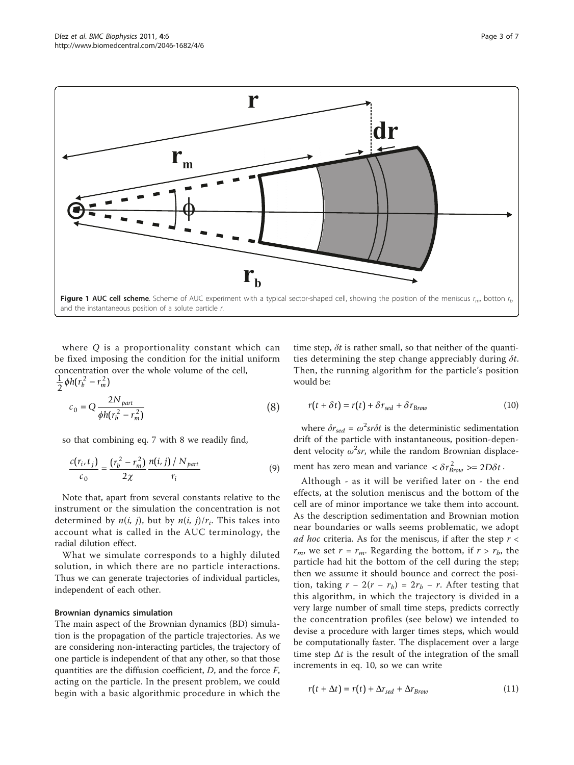**Figure 1 AUC cell scheme**. Scheme of AUC experiment with a typical sector-shaped cell, showing the position of the meniscus $r_m$, botton $r_b$ and the instantaneous position of a solute particle $r$.

where $Q$ is a proportionality constant which can be fixed imposing the condition for the initial uniform concentration over the whole volume of the cell, $\frac{1}{2}\phi h(r_b^2 - r_m^2)$

$$c_0 = Q\frac{2N_{part}}{\phi h(r_b^2 - r_m^2)} \tag{8}$$

so that combining eq. 7 with 8 we readily find,

$$\frac{c(r_i, t_j)}{c_0} = \frac{(r_b^2 - r_m^2)}{2\chi}\frac{n(i,j)/N_{part}}{r_i} \tag{9}$$

Note that, apart from several constants relative to the instrument or the simulation the concentration is not determined by $n(i, j)$, but by $n(i, j)/r_i$. This takes into account what is called in the AUC terminology, the radial dilution effect.

What we simulate corresponds to a highly diluted solution, in which there are no particle interactions. Thus we can generate trajectories of individual particles, independent of each other.

### Brownian dynamics simulation

The main aspect of the Brownian dynamics (BD) simulation is the propagation of the particle trajectories. As we are considering non-interacting particles, the trajectory of one particle is independent of that any other, so that those quantities are the diffusion coefficient, $D$, and the force $F$, acting on the particle. In the present problem, we could begin with a basic algorithmic procedure in which the time step, $\delta t$ is rather small, so that neither of the quantities determining the step change appreciably during $\delta t$. Then, the running algorithm for the particle's position would be:

$$r(t + \delta t) = r(t) + \delta r_{sed} + \delta r_{Brow} \tag{10}$$

where $\delta r_{sed} = \omega^2 s r \delta t$ is the deterministic sedimentation drift of the particle with instantaneous, position-dependent velocity $\omega^2 sr$, while the random Brownian displacement has zero mean and variance $<\delta r_{Brow}^2> = 2D\delta t$.

Although - as it will be verified later on - the end effects, at the solution meniscus and the bottom of the cell are of minor importance we take them into account. As the description sedimentation and Brownian motion near boundaries or walls seems problematic, we adopt *ad hoc* criteria. As for the meniscus, if after the step $r < r_m$, we set $r = r_m$. Regarding the bottom, if $r > r_b$, the particle had hit the bottom of the cell during the step; then we assume it should bounce and correct the position, taking $r - 2(r - r_b) = 2r_b - r$. After testing that this algorithm, in which the trajectory is divided in a very large number of small time steps, predicts correctly the concentration profiles (see below) we intended to devise a procedure with larger times steps, which would be computationally faster. The displacement over a large time step $\Delta t$ is the result of the integration of the small increments in eq. 10, so we can write

$$r(t + \Delta t) = r(t) + \Delta r_{sed} + \Delta r_{Brow} \tag{11}$$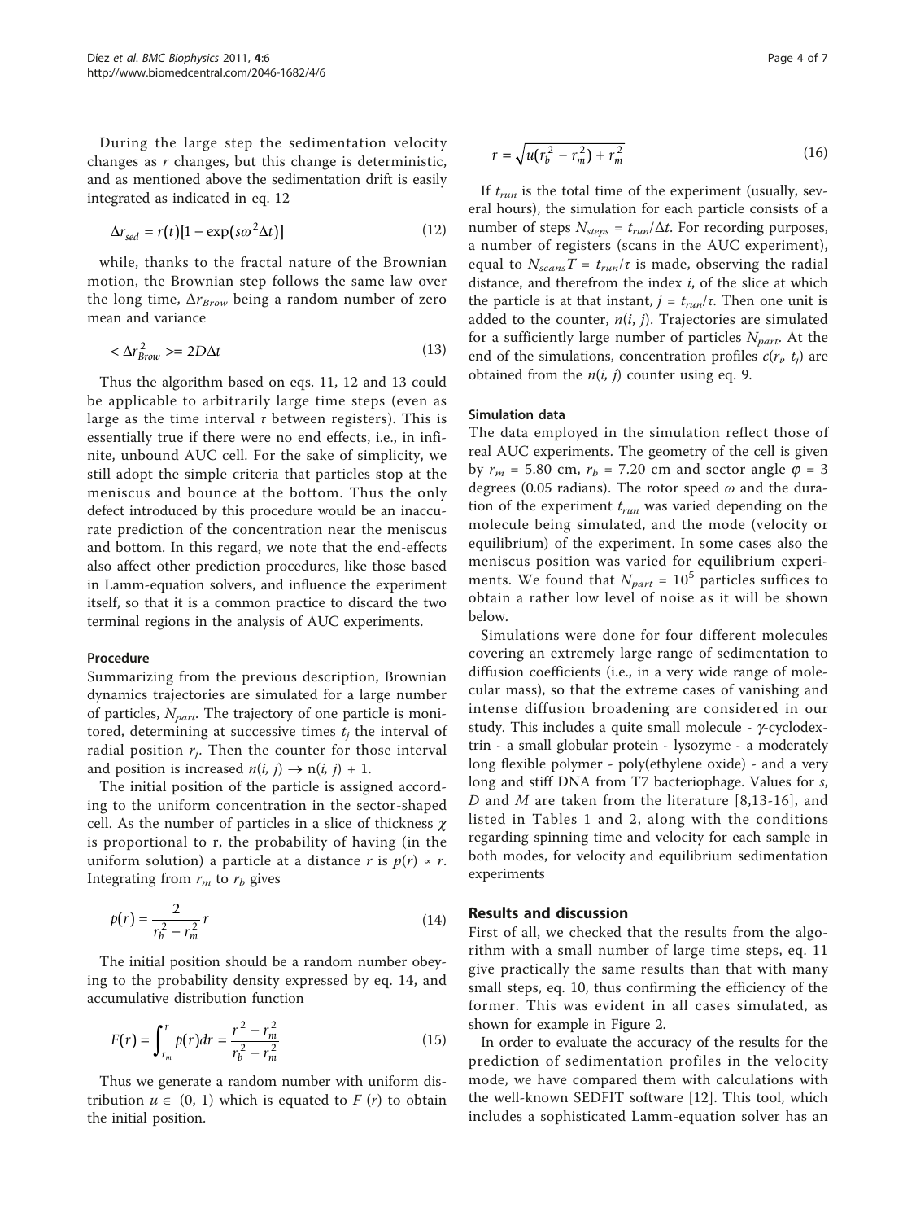During the large step the sedimentation velocity changes as $r$ changes, but this change is deterministic, and as mentioned above the sedimentation drift is easily integrated as indicated in eq. 12

$$\Delta r_{sed} = r(t)[1 - \exp(s\omega^2 \Delta t)] \tag{12}$$

while, thanks to the fractal nature of the Brownian motion, the Brownian step follows the same law over the long time, $\Delta r_{Brow}$ being a random number of zero mean and variance

$$< \Delta r_{Brow}^2 >= 2D\Delta t \tag{13}$$

Thus the algorithm based on eqs. 11, 12 and 13 could be applicable to arbitrarily large time steps (even as large as the time interval $\tau$ between registers). This is essentially true if there were no end effects, i.e., in infinite, unbound AUC cell. For the sake of simplicity, we still adopt the simple criteria that particles stop at the meniscus and bounce at the bottom. Thus the only defect introduced by this procedure would be an inaccurate prediction of the concentration near the meniscus and bottom. In this regard, we note that the end-effects also affect other prediction procedures, like those based in Lamm-equation solvers, and influence the experiment itself, so that it is a common practice to discard the two terminal regions in the analysis of AUC experiments.

### Procedure

Summarizing from the previous description, Brownian dynamics trajectories are simulated for a large number of particles, $N_{part}$. The trajectory of one particle is monitored, determining at successive times $t_j$ the interval of radial position $r_j$. Then the counter for those interval and position is increased $n(i, j) \rightarrow n(i, j) + 1$.

The initial position of the particle is assigned according to the uniform concentration in the sector-shaped cell. As the number of particles in a slice of thickness $\chi$ is proportional to r, the probability of having (in the uniform solution) a particle at a distance $r$ is $p(r) \propto r$. Integrating from $r_m$ to $r_b$ gives

$$p(r) = \frac{2}{r_b^2 - r_m^2} r \tag{14}$$

The initial position should be a random number obeying to the probability density expressed by eq. 14, and accumulative distribution function

$$F(r) = \int_{r_m}^{r} p(r)dr = \frac{r^2 - r_m^2}{r_b^2 - r_m^2} \tag{15}$$

Thus we generate a random number with uniform distribution $u \in (0, 1)$ which is equated to $F(r)$ to obtain the initial position.

$$r = \sqrt{u(r_b^2 - r_m^2) + r_m^2} \tag{16}$$

If $t_{run}$ is the total time of the experiment (usually, several hours), the simulation for each particle consists of a number of steps $N_{steps} = t_{run}/\Delta t$. For recording purposes, a number of registers (scans in the AUC experiment), equal to $N_{scans}T = t_{run}/\tau$ is made, observing the radial distance, and therefrom the index $i$, of the slice at which the particle is at that instant, $j = t_{run}/\tau$. Then one unit is added to the counter, $n(i, j)$. Trajectories are simulated for a sufficiently large number of particles $N_{part}$. At the end of the simulations, concentration profiles $c(r_i, t_j)$ are obtained from the $n(i, j)$ counter using eq. 9.

### Simulation data

The data employed in the simulation reflect those of real AUC experiments. The geometry of the cell is given by $r_m$ = 5.80 cm, $r_b$ = 7.20 cm and sector angle $\varphi$ = 3 degrees (0.05 radians). The rotor speed $\omega$ and the duration of the experiment $t_{run}$ was varied depending on the molecule being simulated, and the mode (velocity or equilibrium) of the experiment. In some cases also the meniscus position was varied for equilibrium experiments. We found that $N_{part} = 10^5$ particles suffices to obtain a rather low level of noise as it will be shown below.

Simulations were done for four different molecules covering an extremely large range of sedimentation to diffusion coefficients (i.e., in a very wide range of molecular mass), so that the extreme cases of vanishing and intense diffusion broadening are considered in our study. This includes a quite small molecule - $\gamma$-cyclodextrin - a small globular protein - lysozyme - a moderately long flexible polymer - poly(ethylene oxide) - and a very long and stiff DNA from T7 bacteriophage. Values for $s$, $D$ and $M$ are taken from the literature [8,13-16], and listed in Tables 1 and 2, along with the conditions regarding spinning time and velocity for each sample in both modes, for velocity and equilibrium sedimentation experiments

## Results and discussion

First of all, we checked that the results from the algorithm with a small number of large time steps, eq. 11 give practically the same results than that with many small steps, eq. 10, thus confirming the efficiency of the former. This was evident in all cases simulated, as shown for example in Figure 2.

In order to evaluate the accuracy of the results for the prediction of sedimentation profiles in the velocity mode, we have compared them with calculations with the well-known SEDFIT software [12]. This tool, which includes a sophisticated Lamm-equation solver has an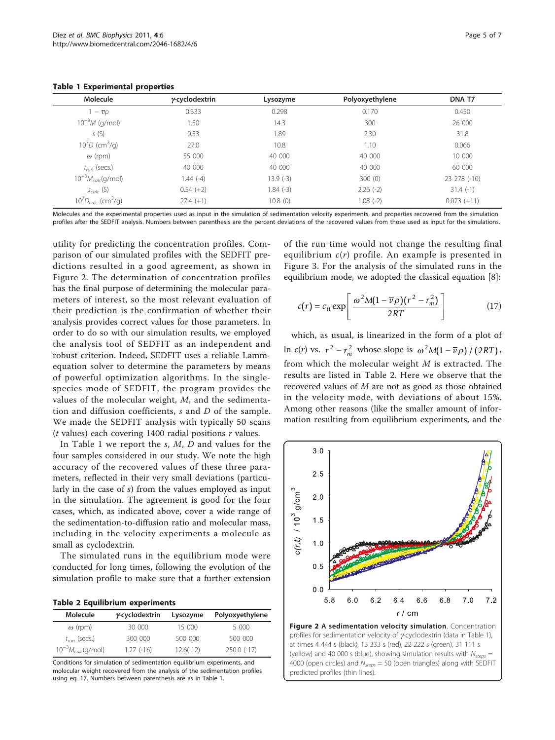**Table 1 Experimental properties**

| Molecule | $\gamma$-cyclodextrin | Lysozyme | Polyoxyethylene | DNA T7 |
|---|---|---|---|---|
| $1-\bar{v}\rho$ | 0.333 | 0.298 | 0.170 | 0.450 |
| $10^{-3}M$ (g/mol) | 1.50 | 14.3 | 300 | 26 000 |
| $s$ (S) | 0.53 | 1.89 | 2.30 | 31.8 |
| $10^7 D$ (cm$^3$/g) | 27.0 | 10.8 | 1.10 | 0.066 |
| $\omega$ (rpm) | 55 000 | 40 000 | 40 000 | 10 000 |
| $t_{run}$ (secs.) | 40 000 | 40 000 | 40 000 | 60 000 |
| $10^{-3}M_{calc}$(g/mol) | 1.44 (-4) | 13.9 (-3) | 300 (0) | 23 278 (-10) |
| $s_{calc}$ (S) | 0.54 (+2) | 1.84 (-3) | 2.26 (-2) | 31.4 (-1) |
| $10^7 D_{calc}$ (cm$^3$/g) | 27.4 (+1) | 10.8 (0) | 1.08 (-2) | 0.073 (+11) |

Molecules and the experimental properties used as input in the simulation of sedimentation velocity experiments, and properties recovered from the simulation profiles after the SEDFIT analysis. Numbers between parenthesis are the percent deviations of the recovered values from those used as input for the simulations.

utility for predicting the concentration profiles. Comparison of our simulated profiles with the SEDFIT predictions resulted in a good agreement, as shown in Figure 2. The determination of concentration profiles has the final purpose of determining the molecular parameters of interest, so the most relevant evaluation of their prediction is the confirmation of whether their analysis provides correct values for those parameters. In order to do so with our simulation results, we employed the analysis tool of SEDFIT as an independent and robust criterion. Indeed, SEDFIT uses a reliable Lamm-equation solver to determine the parameters by means of powerful optimization algorithms. In the single-species mode of SEDFIT, the program provides the values of the molecular weight, $M$, and the sedimentation and diffusion coefficients, $s$ and $D$ of the sample. We made the SEDFIT analysis with typically 50 scans ($t$ values) each covering 1400 radial positions $r$ values.

In Table 1 we report the $s$, $M$, $D$ and values for the four samples considered in our study. We note the high accuracy of the recovered values of these three parameters, reflected in their very small deviations (particularly in the case of $s$) from the values employed as input in the simulation. The agreement is good for the four cases, which, as indicated above, cover a wide range of the sedimentation-to-diffusion ratio and molecular mass, including in the velocity experiments a molecule as small as cyclodextrin.

The simulated runs in the equilibrium mode were conducted for long times, following the evolution of the simulation profile to make sure that a further extension of the run time would not change the resulting final equilibrium $c(r)$ profile. An example is presented in Figure 3. For the analysis of the simulated runs in the equilibrium mode, we adopted the classical equation [8]:

$$c(r) = c_0 \exp\left[\frac{\omega^2 M(1-\bar{v}\rho)(r^2 - r_m^2)}{2RT}\right] \quad (17)$$

which, as usual, is linearized in the form of a plot of $\ln c(r)$ vs. $r^2 - r_m^2$ whose slope is $\omega^2 M(1-\bar{v}\rho)/(2RT)$, from which the molecular weight $M$ is extracted. The results are listed in Table 2. Here we observe that the recovered values of $M$ are not as good as those obtained in the velocity mode, with deviations of about 15%. Among other reasons (like the smaller amount of information resulting from equilibrium experiments, and the

**Table 2 Equilibrium experiments**

| Molecule | $\gamma$-cyclodextrin | Lysozyme | Polyoxyethylene |
|---|---|---|---|
| $\omega$ (rpm) | 30 000 | 15 000 | 5 000 |
| $t_{run}$ (secs.) | 300 000 | 500 000 | 500 000 |
| $10^{-3}M_{calc}$(g/mol) | 1.27 (-16) | 12.6(-12) | 250.0 (-17) |

Conditions for simulation of sedimentation equilibrium experiments, and molecular weight recovered from the analysis of the sedimentation profiles using eq. 17. Numbers between parenthesis are as in Table 1.

**Figure 2 A sedimentation velocity simulation**. Concentration profiles for sedimentation velocity of $\gamma$-cyclodextrin (data in Table 1), at times 4 444 s (black), 13 333 s (red), 22 222 s (green), 31 111 s (yellow) and 40 000 s (blue), showing simulation results with $N_{steps}$ = 4000 (open circles) and $N_{steps}$ = 50 (open triangles) along with SEDFIT predicted profiles (thin lines).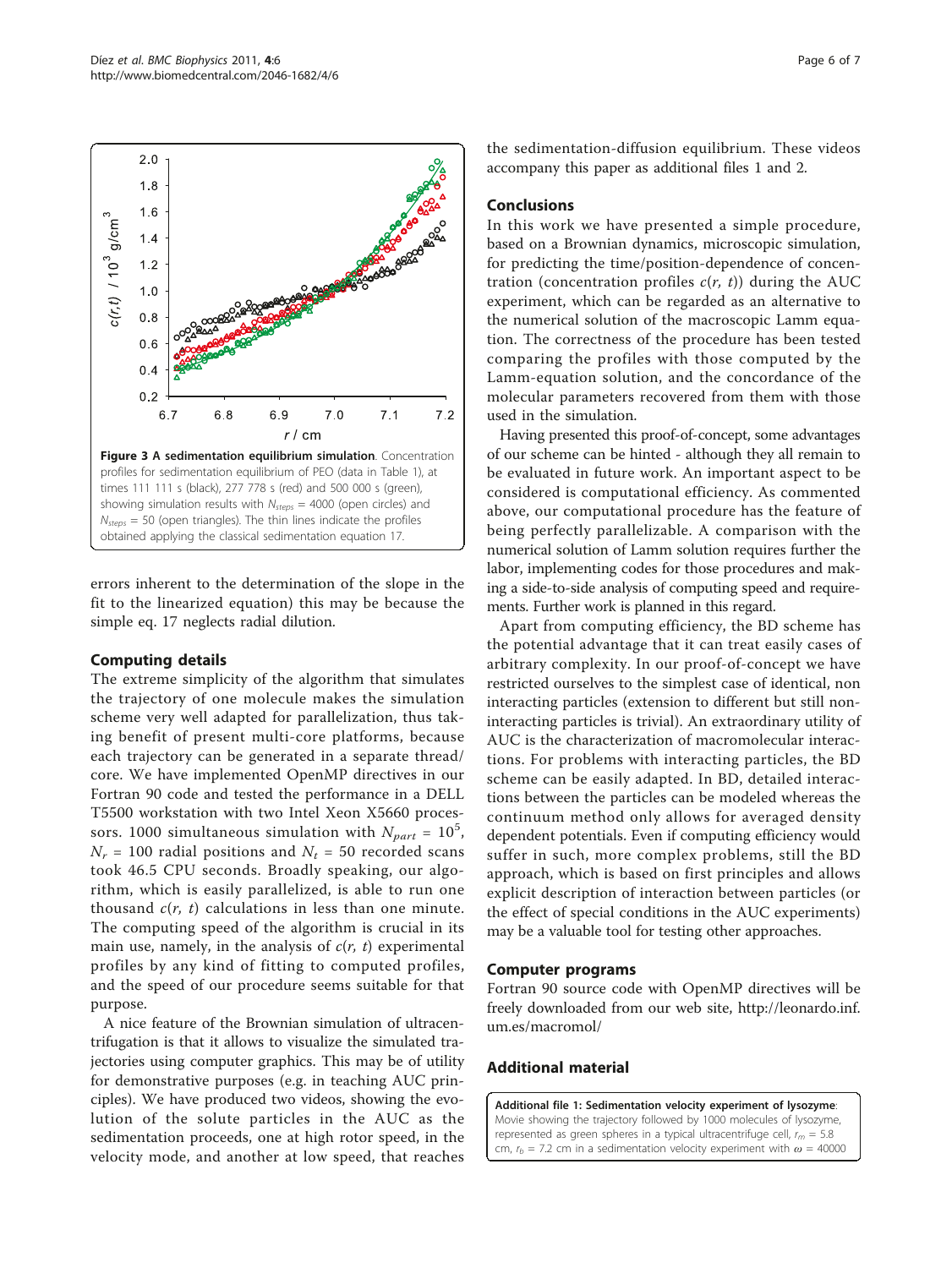2.0
1.8
1.6
1.4
1.2
1.0
0.8
0.6
0.4
0.2

$c(r,t)$ / $10^3$ g/cm$^3$

6.7 6.8 6.9 7.0 7.1 7.2

$r$ / cm

**Figure 3 A sedimentation equilibrium simulation**. Concentration profiles for sedimentation equilibrium of PEO (data in Table 1), at times 111 111 s (black), 277 778 s (red) and 500 000 s (green), showing simulation results with $N_{steps}$ = 4000 (open circles) and $N_{steps}$ = 50 (open triangles). The thin lines indicate the profiles obtained applying the classical sedimentation equation 17.

errors inherent to the determination of the slope in the fit to the linearized equation) this may be because the simple eq. 17 neglects radial dilution.

## Computing details

The extreme simplicity of the algorithm that simulates the trajectory of one molecule makes the simulation scheme very well adapted for parallelization, thus taking benefit of present multi-core platforms, because each trajectory can be generated in a separate thread/core. We have implemented OpenMP directives in our Fortran 90 code and tested the performance in a DELL T5500 workstation with two Intel Xeon X5660 processors. 1000 simultaneous simulation with $N_{part} = 10^5$, $N_r$ = 100 radial positions and $N_t$ = 50 recorded scans took 46.5 CPU seconds. Broadly speaking, our algorithm, which is easily parallelized, is able to run one thousand $c(r, t)$ calculations in less than one minute. The computing speed of the algorithm is crucial in its main use, namely, in the analysis of $c(r, t)$ experimental profiles by any kind of fitting to computed profiles, and the speed of our procedure seems suitable for that purpose.

A nice feature of the Brownian simulation of ultracentrifugation is that it allows to visualize the simulated trajectories using computer graphics. This may be of utility for demonstrative purposes (e.g. in teaching AUC principles). We have produced two videos, showing the evolution of the solute particles in the AUC as the sedimentation proceeds, one at high rotor speed, in the velocity mode, and another at low speed, that reaches the sedimentation-diffusion equilibrium. These videos accompany this paper as additional files 1 and 2.

## Conclusions

In this work we have presented a simple procedure, based on a Brownian dynamics, microscopic simulation, for predicting the time/position-dependence of concentration (concentration profiles $c(r, t)$) during the AUC experiment, which can be regarded as an alternative to the numerical solution of the macroscopic Lamm equation. The correctness of the procedure has been tested comparing the profiles with those computed by the Lamm-equation solution, and the concordance of the molecular parameters recovered from them with those used in the simulation.

Having presented this proof-of-concept, some advantages of our scheme can be hinted - although they all remain to be evaluated in future work. An important aspect to be considered is computational efficiency. As commented above, our computational procedure has the feature of being perfectly parallelizable. A comparison with the numerical solution of Lamm solution requires further the labor, implementing codes for those procedures and making a side-to-side analysis of computing speed and requirements. Further work is planned in this regard.

Apart from computing efficiency, the BD scheme has the potential advantage that it can treat easily cases of arbitrary complexity. In our proof-of-concept we have restricted ourselves to the simplest case of identical, non interacting particles (extension to different but still non-interacting particles is trivial). An extraordinary utility of AUC is the characterization of macromolecular interactions. For problems with interacting particles, the BD scheme can be easily adapted. In BD, detailed interactions between the particles can be modeled whereas the continuum method only allows for averaged density dependent potentials. Even if computing efficiency would suffer in such, more complex problems, still the BD approach, which is based on first principles and allows explicit description of interaction between particles (or the effect of special conditions in the AUC experiments) may be a valuable tool for testing other approaches.

## Computer programs

Fortran 90 source code with OpenMP directives will be freely downloaded from our web site, http://leonardo.inf.um.es/macromol/

## Additional material

**Additional file 1: Sedimentation velocity experiment of lysozyme**: Movie showing the trajectory followed by 1000 molecules of lysozyme, represented as green spheres in a typical ultracentrifuge cell, $r_m$ = 5.8 cm, $r_b$ = 7.2 cm in a sedimentation velocity experiment with $\omega$ = 40000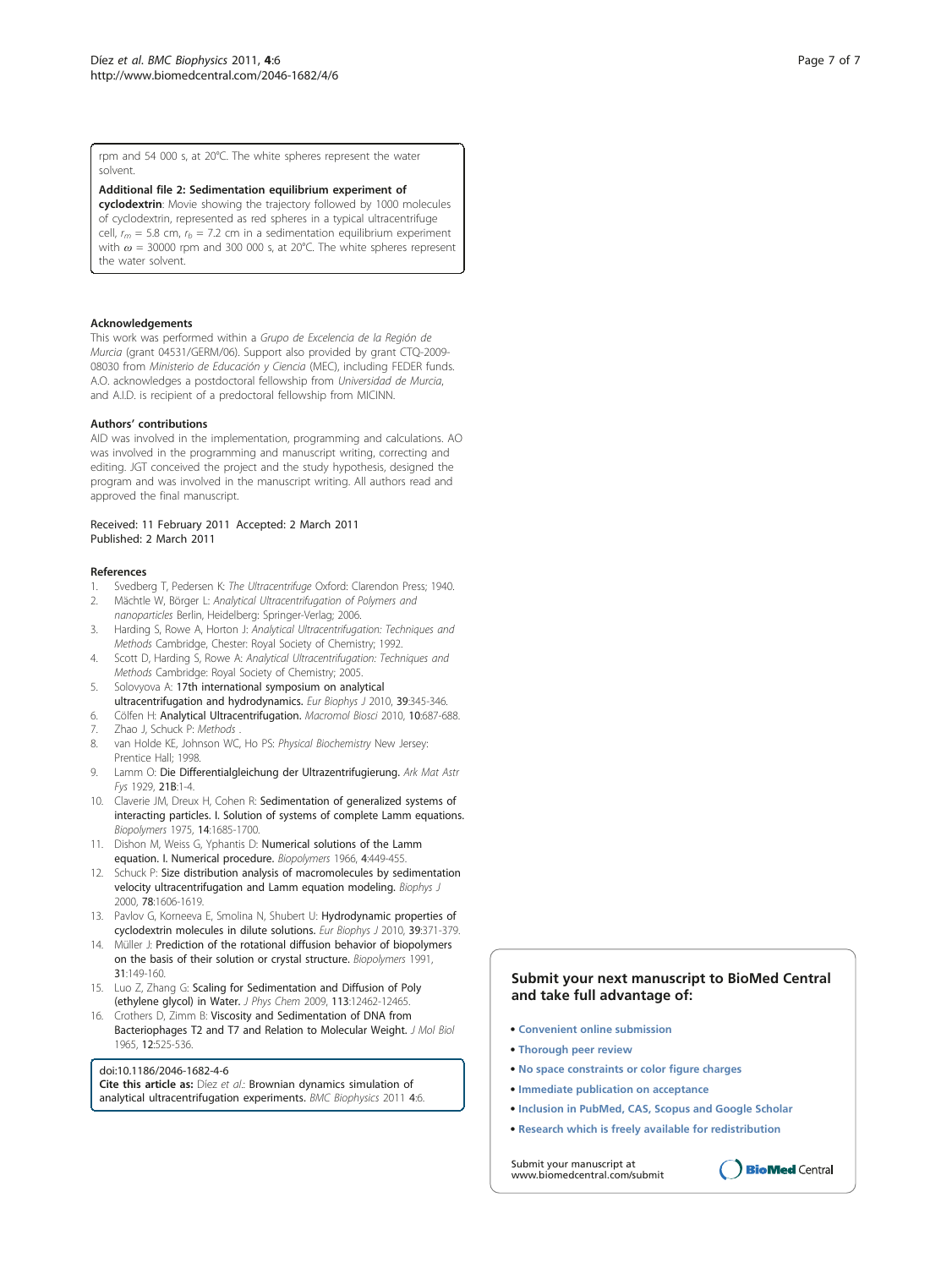rpm and 54 000 s, at 20°C. The white spheres represent the water solvent.

**Additional file 2: Sedimentation equilibrium experiment of cyclodextrin**: Movie showing the trajectory followed by 1000 molecules of cyclodextrin, represented as red spheres in a typical ultracentrifuge cell, $r_m$ = 5.8 cm, $r_b$ = 7.2 cm in a sedimentation equilibrium experiment with $\omega$ = 30000 rpm and 300 000 s, at 20°C. The white spheres represent the water solvent.

#### Acknowledgements

This work was performed within a *Grupo de Excelencia de la Región de Murcia* (grant 04531/GERM/06). Support also provided by grant CTQ-2009-08030 from *Ministerio de Educación y Ciencia* (MEC), including FEDER funds. A.O. acknowledges a postdoctoral fellowship from *Universidad de Murcia*, and A.I.D. is recipient of a predoctoral fellowship from MICINN.

#### Authors' contributions

AID was involved in the implementation, programming and calculations. AO was involved in the programming and manuscript writing, correcting and editing. JGT conceived the project and the study hypothesis, designed the program and was involved in the manuscript writing. All authors read and approved the final manuscript.

Received: 11 February 2011 Accepted: 2 March 2011
Published: 2 March 2011

#### References

1. Svedberg T, Pedersen K: *The Ultracentrifuge* Oxford: Clarendon Press; 1940.
2. Mächtle W, Börger L: *Analytical Ultracentrifugation of Polymers and nanoparticles* Berlin, Heidelberg: Springer-Verlag; 2006.
3. Harding S, Rowe A, Horton J: *Analytical Ultracentrifugation: Techniques and Methods* Cambridge, Chester: Royal Society of Chemistry; 1992.
4. Scott D, Harding S, Rowe A: *Analytical Ultracentrifugation: Techniques and Methods* Cambridge: Royal Society of Chemistry; 2005.
5. Solovyova A: **17th international symposium on analytical ultracentrifugation and hydrodynamics.** *Eur Biophys J* 2010, **39**:345-346.
6. Cölfen H: **Analytical Ultracentrifugation.** *Macromol Biosci* 2010, **10**:687-688.
7. Zhao J, Schuck P: *Methods* .
8. van Holde KE, Johnson WC, Ho PS: *Physical Biochemistry* New Jersey: Prentice Hall; 1998.
9. Lamm O: **Die Differentialgleichung der Ultrazentrifugierung.** *Ark Mat Astr Fys* 1929, **21B**:1-4.
10. Claverie JM, Dreux H, Cohen R: **Sedimentation of generalized systems of interacting particles. I. Solution of systems of complete Lamm equations.** *Biopolymers* 1975, **14**:1685-1700.
11. Dishon M, Weiss G, Yphantis D: **Numerical solutions of the Lamm equation. I. Numerical procedure.** *Biopolymers* 1966, **4**:449-455.
12. Schuck P: **Size distribution analysis of macromolecules by sedimentation velocity ultracentrifugation and Lamm equation modeling.** *Biophys J* 2000, **78**:1606-1619.
13. Pavlov G, Korneeva E, Smolina N, Shubert U: **Hydrodynamic properties of cyclodextrin molecules in dilute solutions.** *Eur Biophys J* 2010, **39**:371-379.
14. Müller J: **Prediction of the rotational diffusion behavior of biopolymers on the basis of their solution or crystal structure.** *Biopolymers* 1991, **31**:149-160.
15. Luo Z, Zhang G: **Scaling for Sedimentation and Diffusion of Poly (ethylene glycol) in Water.** *J Phys Chem* 2009, **113**:12462-12465.
16. Crothers D, Zimm B: **Viscosity and Sedimentation of DNA from Bacteriophages T2 and T7 and Relation to Molecular Weight.** *J Mol Biol* 1965, **12**:525-536.

doi:10.1186/2046-1682-4-6
**Cite this article as:** Díez *et al.*: Brownian dynamics simulation of analytical ultracentrifugation experiments. *BMC Biophysics* 2011 **4**:6.

**Submit your next manuscript to BioMed Central and take full advantage of:**

- Convenient online submission
- Thorough peer review
- No space constraints or color figure charges
- Immediate publication on acceptance
- Inclusion in PubMed, CAS, Scopus and Google Scholar
- Research which is freely available for redistribution

Submit your manuscript at www.biomedcentral.com/submit